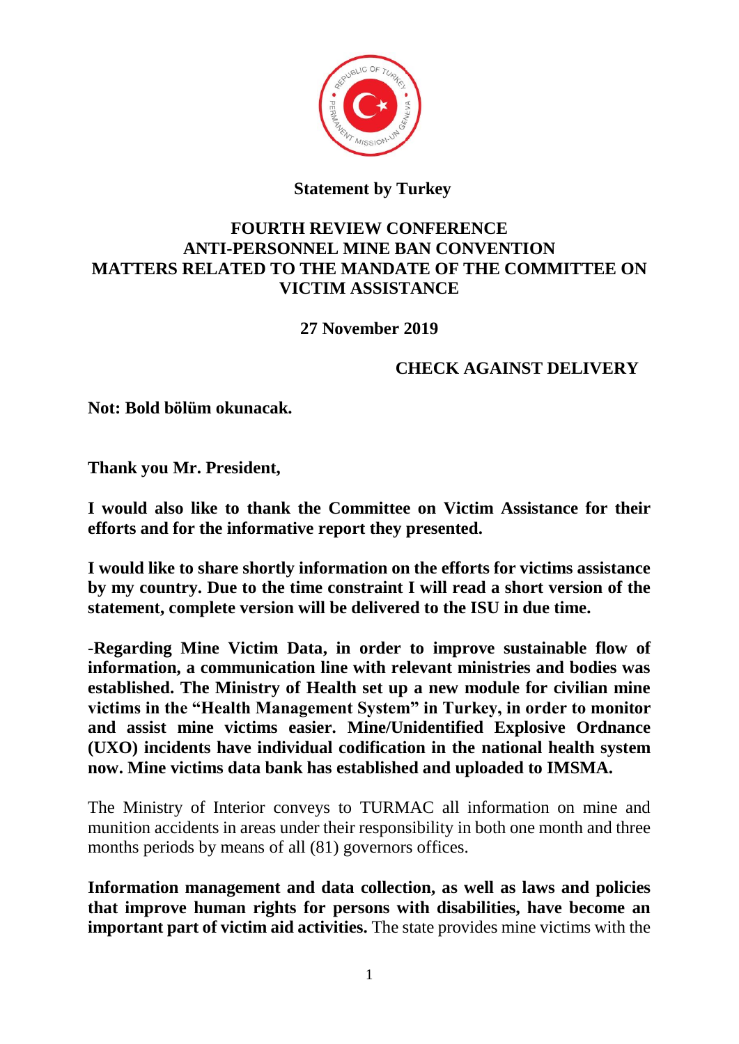**Statement by Turkey**

**FOURTH REVIEW CONFERENCE ANTI-PERSONNEL MINE BAN CONVENTION MATTERS RELATED TO THE MANDATE OF THE COMMITTEE ON VICTIM ASSISTANCE**

**27 November 2019**

**CHECK AGAINST DELIVERY**

**Not: Bold bölüm okunacak.**

**Thank you Mr. President,**

**I would also like to thank the Committee on Victim Assistance for their efforts and for the informative report they presented.**

**I would like to share shortly information on the efforts for victims assistance by my country. Due to the time constraint I will read a short version of the statement, complete version will be delivered to the ISU in due time.**

-**Regarding Mine Victim Data, in order to improve sustainable flow of information, a communication line with relevant ministries and bodies was established. The Ministry of Health set up a new module for civilian mine victims in the "Health Management System" in Turkey, in order to monitor and assist mine victims easier. Mine/Unidentified Explosive Ordnance (UXO) incidents have individual codification in the national health system now. Mine victims data bank has established and uploaded to IMSMA.**

The Ministry of Interior conveys to TURMAC all information on mine and munition accidents in areas under their responsibility in both one month and three months periods by means of all (81) governors offices.

**Information management and data collection, as well as laws and policies that improve human rights for persons with disabilities, have become an important part of victim aid activities.** The state provides mine victims with the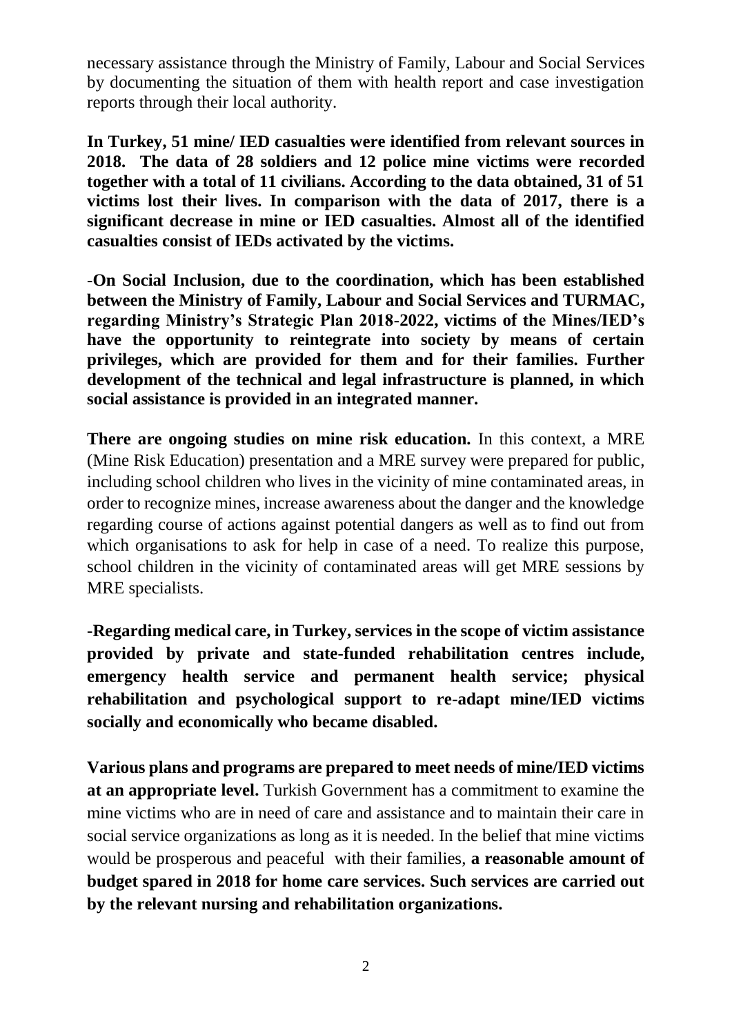necessary assistance through the Ministry of Family, Labour and Social Services by documenting the situation of them with health report and case investigation reports through their local authority.

**In Turkey, 51 mine/ IED casualties were identified from relevant sources in 2018. The data of 28 soldiers and 12 police mine victims were recorded together with a total of 11 civilians. According to the data obtained, 31 of 51 victims lost their lives. In comparison with the data of 2017, there is a significant decrease in mine or IED casualties. Almost all of the identified casualties consist of IEDs activated by the victims.**

**-On Social Inclusion, due to the coordination, which has been established between the Ministry of Family, Labour and Social Services and TURMAC, regarding Ministry's Strategic Plan 2018-2022, victims of the Mines/IED's have the opportunity to reintegrate into society by means of certain privileges, which are provided for them and for their families. Further development of the technical and legal infrastructure is planned, in which social assistance is provided in an integrated manner.**

**There are ongoing studies on mine risk education.** In this context, a MRE (Mine Risk Education) presentation and a MRE survey were prepared for public, including school children who lives in the vicinity of mine contaminated areas, in order to recognize mines, increase awareness about the danger and the knowledge regarding course of actions against potential dangers as well as to find out from which organisations to ask for help in case of a need. To realize this purpose, school children in the vicinity of contaminated areas will get MRE sessions by MRE specialists.

**-Regarding medical care, in Turkey, services in the scope of victim assistance provided by private and state-funded rehabilitation centres include, emergency health service and permanent health service; physical rehabilitation and psychological support to re-adapt mine/IED victims socially and economically who became disabled.**

**Various plans and programs are prepared to meet needs of mine/IED victims at an appropriate level.** Turkish Government has a commitment to examine the mine victims who are in need of care and assistance and to maintain their care in social service organizations as long as it is needed. In the belief that mine victims would be prosperous and peaceful with their families, **a reasonable amount of budget spared in 2018 for home care services. Such services are carried out by the relevant nursing and rehabilitation organizations.**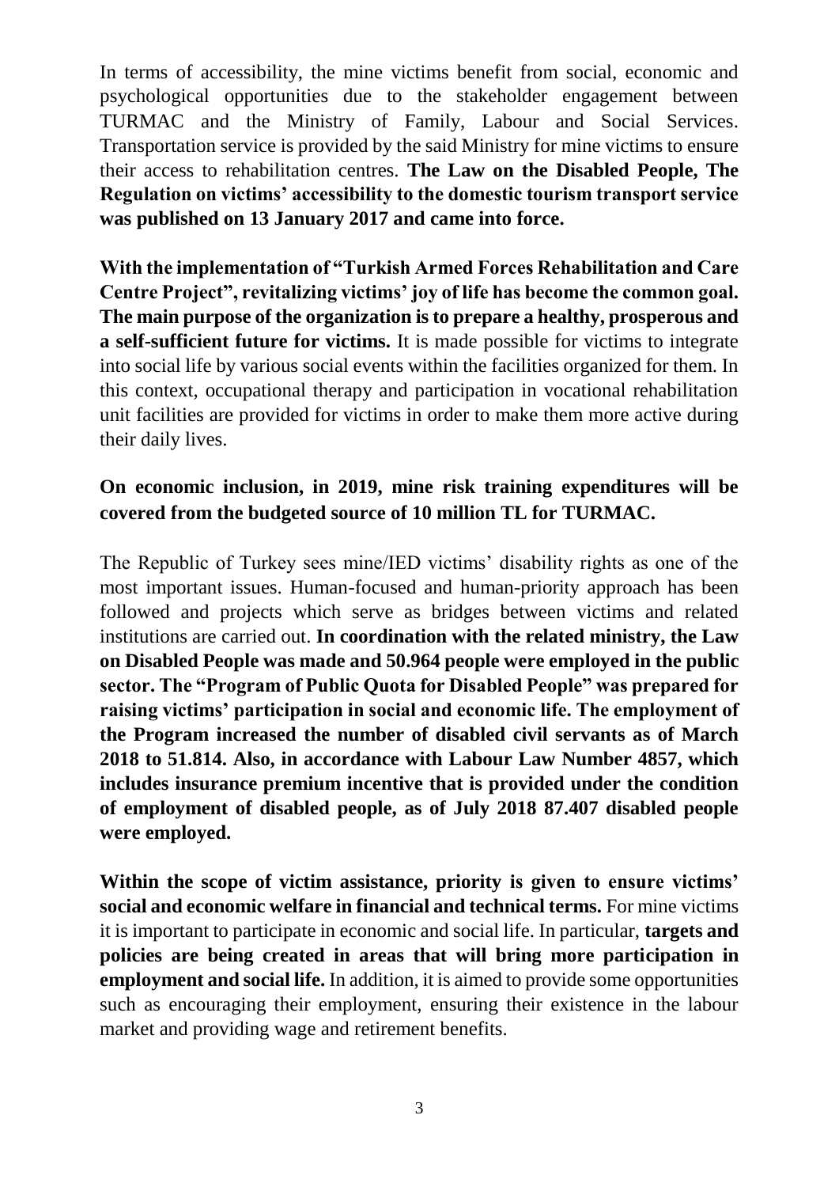In terms of accessibility, the mine victims benefit from social, economic and psychological opportunities due to the stakeholder engagement between TURMAC and the Ministry of Family, Labour and Social Services. Transportation service is provided by the said Ministry for mine victims to ensure their access to rehabilitation centres. **The Law on the Disabled People, The Regulation on victims' accessibility to the domestic tourism transport service was published on 13 January 2017 and came into force.**

**With the implementation of "Turkish Armed Forces Rehabilitation and Care Centre Project", revitalizing victims' joy of life has become the common goal. The main purpose of the organization is to prepare a healthy, prosperous and a self-sufficient future for victims.** It is made possible for victims to integrate into social life by various social events within the facilities organized for them. In this context, occupational therapy and participation in vocational rehabilitation unit facilities are provided for victims in order to make them more active during their daily lives.

**On economic inclusion, in 2019, mine risk training expenditures will be covered from the budgeted source of 10 million TL for TURMAC.**

The Republic of Turkey sees mine/IED victims' disability rights as one of the most important issues. Human-focused and human-priority approach has been followed and projects which serve as bridges between victims and related institutions are carried out. **In coordination with the related ministry, the Law on Disabled People was made and 50.964 people were employed in the public sector. The "Program of Public Quota for Disabled People" was prepared for raising victims' participation in social and economic life. The employment of the Program increased the number of disabled civil servants as of March 2018 to 51.814. Also, in accordance with Labour Law Number 4857, which includes insurance premium incentive that is provided under the condition of employment of disabled people, as of July 2018 87.407 disabled people were employed.**

**Within the scope of victim assistance, priority is given to ensure victims' social and economic welfare in financial and technical terms.** For mine victims it is important to participate in economic and social life. In particular, **targets and policies are being created in areas that will bring more participation in employment and social life.** In addition, it is aimed to provide some opportunities such as encouraging their employment, ensuring their existence in the labour market and providing wage and retirement benefits.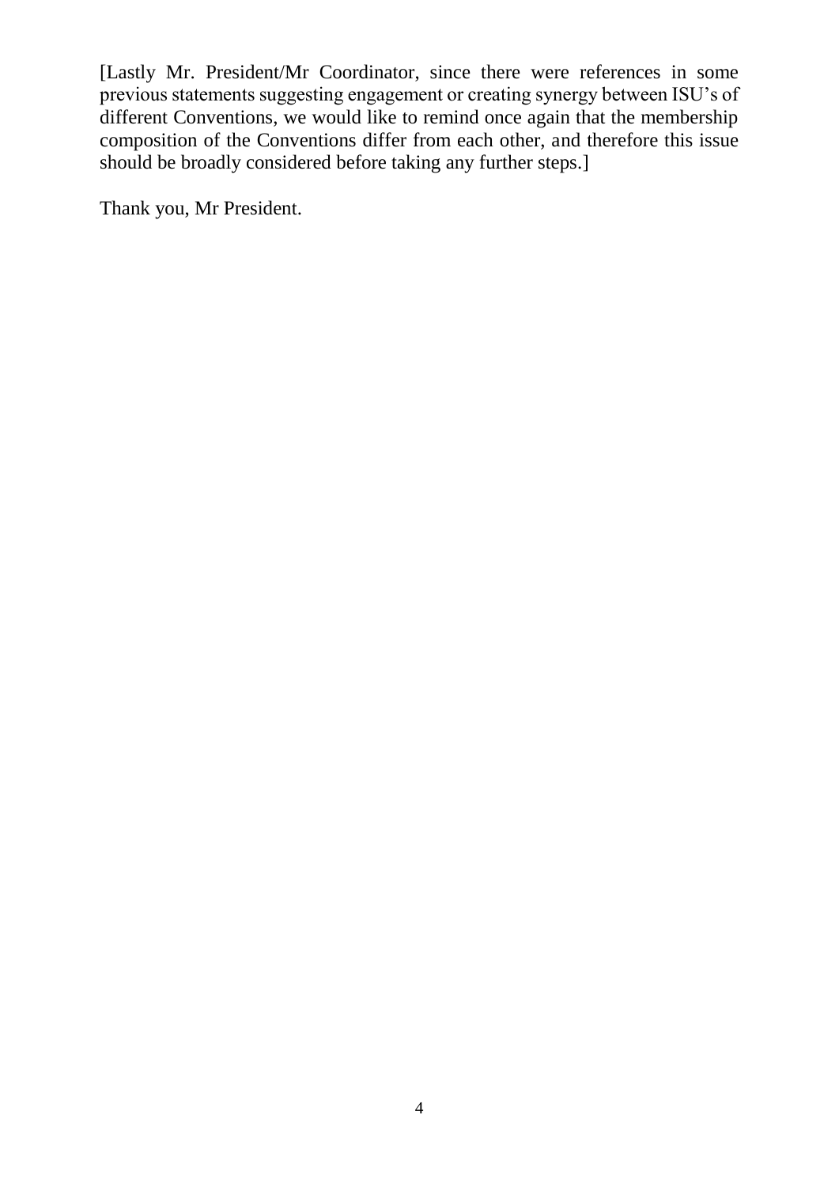[Lastly Mr. President/Mr Coordinator, since there were references in some previous statements suggesting engagement or creating synergy between ISU's of different Conventions, we would like to remind once again that the membership composition of the Conventions differ from each other, and therefore this issue should be broadly considered before taking any further steps.]

Thank you, Mr President.